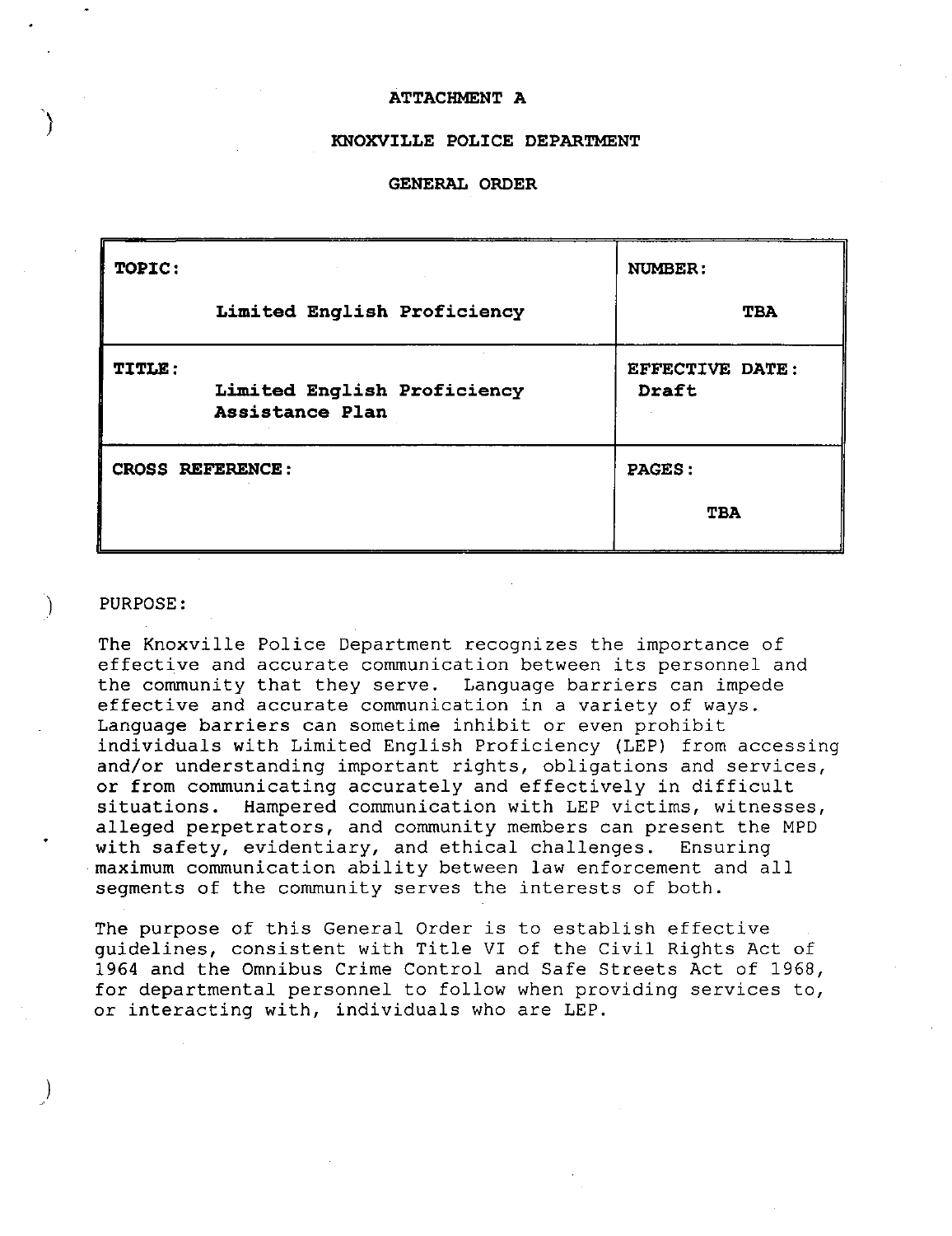# ATTACHMENT A

## KNOXVILLE POLICE DEPARTMENT

## GENERAL ORDER

| TOPIC: Limited English Proficiency | NUMBER: TBA |
|---|---|
| **TITLE:** Limited English Proficiency Assistance Plan | **EFFECTIVE DATE:** Draft |
| **CROSS REFERENCE:** | **PAGES:** TBA |

PURPOSE:

The Knoxville Police Department recognizes the importance of effective and accurate communication between its personnel and the community that they serve. Language barriers can impede effective and accurate communication in a variety of ways. Language barriers can sometime inhibit or even prohibit individuals with Limited English Proficiency (LEP) from accessing and/or understanding important rights, obligations and services, or from communicating accurately and effectively in difficult situations. Hampered communication with LEP victims, witnesses, alleged perpetrators, and community members can present the MPD with safety, evidentiary, and ethical challenges. Ensuring maximum communication ability between law enforcement and all segments of the community serves the interests of both.

The purpose of this General Order is to establish effective guidelines, consistent with Title VI of the Civil Rights Act of 1964 and the Omnibus Crime Control and Safe Streets Act of 1968, for departmental personnel to follow when providing services to, or interacting with, individuals who are LEP.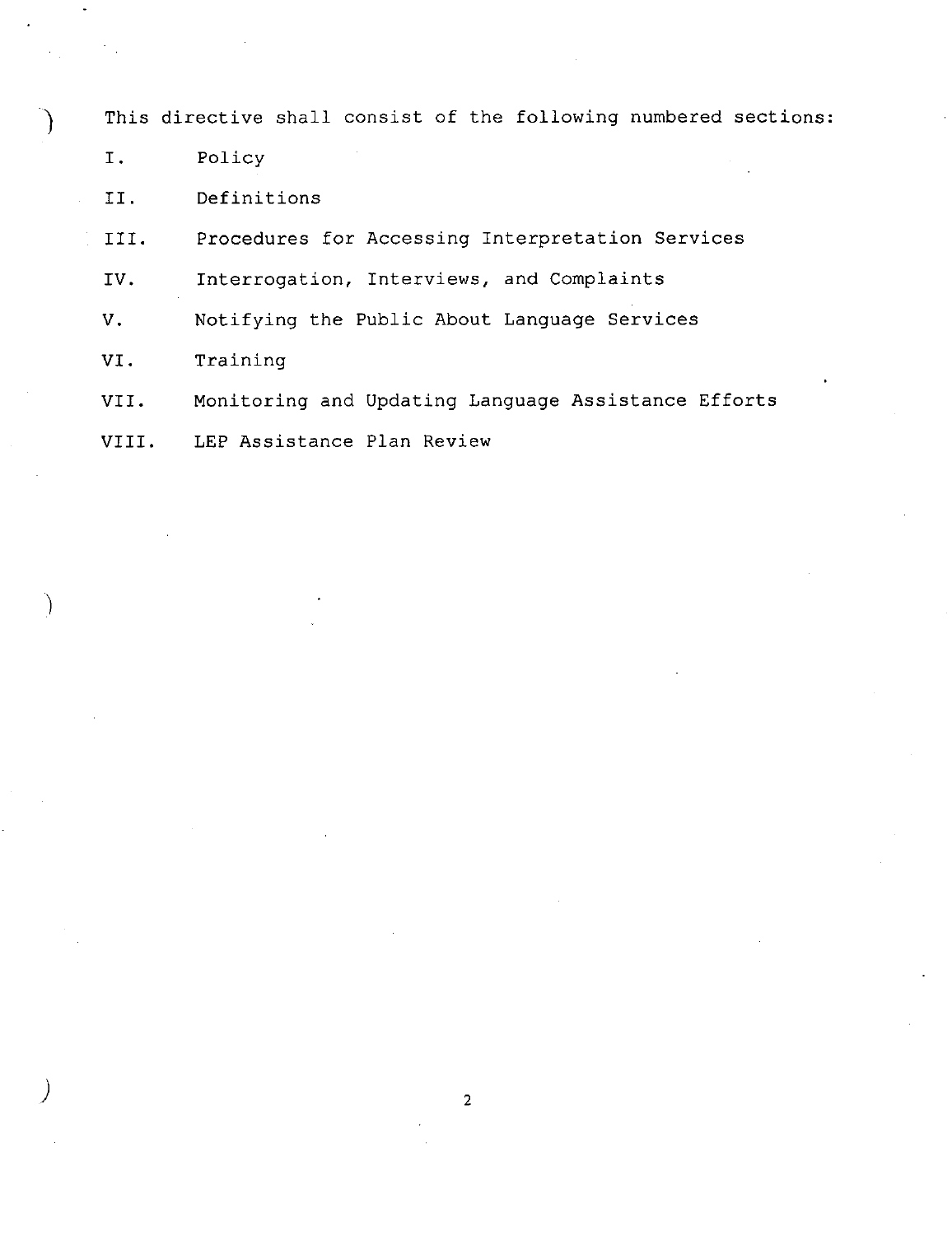This directive shall consist of the following numbered sections:

I. Policy

II. Definitions

III. Procedures for Accessing Interpretation Services

IV. Interrogation, Interviews, and Complaints

V. Notifying the Public About Language Services

VI. Training

VII. Monitoring and Updating Language Assistance Efforts

VIII. LEP Assistance Plan Review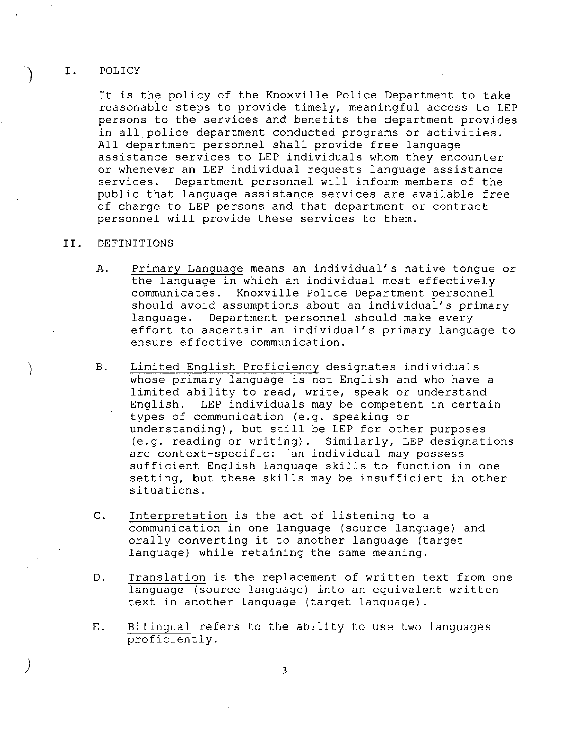## I. POLICY

It is the policy of the Knoxville Police Department to take reasonable steps to provide timely, meaningful access to LEP persons to the services and benefits the department provides in all police department conducted programs or activities. All department personnel shall provide free language assistance services to LEP individuals whom they encounter or whenever an LEP individual requests language assistance services. Department personnel will inform members of the public that language assistance services are available free of charge to LEP persons and that department or contract personnel will provide these services to them.

## II. DEFINITIONS

A. Primary Language means an individual's native tongue or the language in which an individual most effectively communicates. Knoxville Police Department personnel should avoid assumptions about an individual's primary language. Department personnel should make every effort to ascertain an individual's primary language to ensure effective communication.

B. Limited English Proficiency designates individuals whose primary language is not English and who have a limited ability to read, write, speak or understand English. LEP individuals may be competent in certain types of communication (e.g. speaking or understanding), but still be LEP for other purposes (e.g. reading or writing). Similarly, LEP designations are context-specific: an individual may possess sufficient English language skills to function in one setting, but these skills may be insufficient in other situations.

C. Interpretation is the act of listening to a communication in one language (source language) and orally converting it to another language (target language) while retaining the same meaning.

D. Translation is the replacement of written text from one language (source language) into an equivalent written text in another language (target language).

E. Bilingual refers to the ability to use two languages proficiently.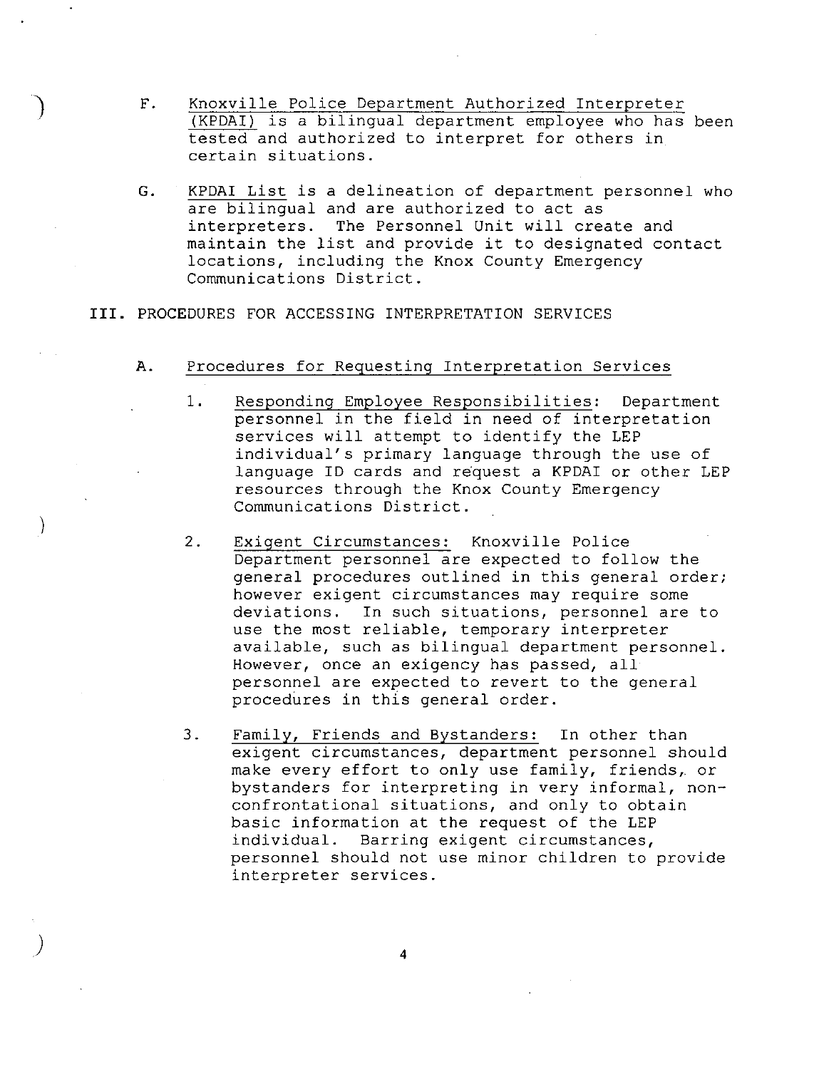F. Knoxville Police Department Authorized Interpreter (KPDAI) is a bilingual department employee who has been tested and authorized to interpret for others in certain situations.

G. KPDAI List is a delineation of department personnel who are bilingual and are authorized to act as interpreters. The Personnel Unit will create and maintain the list and provide it to designated contact locations, including the Knox County Emergency Communications District.

## III. PROCEDURES FOR ACCESSING INTERPRETATION SERVICES

### A. Procedures for Requesting Interpretation Services

1. Responding Employee Responsibilities: Department personnel in the field in need of interpretation services will attempt to identify the LEP individual's primary language through the use of language ID cards and request a KPDAI or other LEP resources through the Knox County Emergency Communications District.

2. Exigent Circumstances: Knoxville Police Department personnel are expected to follow the general procedures outlined in this general order; however exigent circumstances may require some deviations. In such situations, personnel are to use the most reliable, temporary interpreter available, such as bilingual department personnel. However, once an exigency has passed, all personnel are expected to revert to the general procedures in this general order.

3. Family, Friends and Bystanders: In other than exigent circumstances, department personnel should make every effort to only use family, friends, or bystanders for interpreting in very informal, non-confrontational situations, and only to obtain basic information at the request of the LEP individual. Barring exigent circumstances, personnel should not use minor children to provide interpreter services.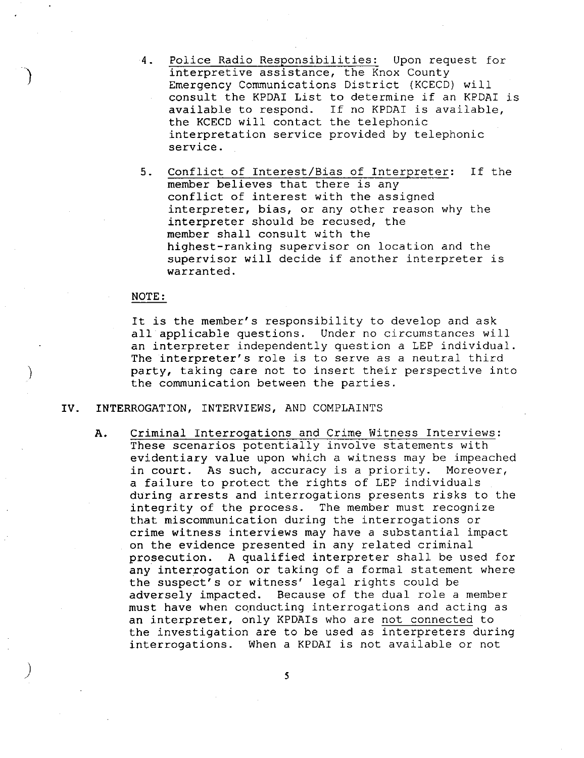4. Police Radio Responsibilities: Upon request for interpretive assistance, the Knox County Emergency Communications District (KCECD) will consult the KPDAI List to determine if an KPDAI is available to respond. If no KPDAI is available, the KCECD will contact the telephonic interpretation service provided by telephonic service.

5. Conflict of Interest/Bias of Interpreter: If the member believes that there is any conflict of interest with the assigned interpreter, bias, or any other reason why the interpreter should be recused, the member shall consult with the highest-ranking supervisor on location and the supervisor will decide if another interpreter is warranted.

NOTE:

It is the member's responsibility to develop and ask all applicable questions. Under no circumstances will an interpreter independently question a LEP individual. The interpreter's role is to serve as a neutral third party, taking care not to insert their perspective into the communication between the parties.

## IV. INTERROGATION, INTERVIEWS, AND COMPLAINTS

**A.** Criminal Interrogations and Crime Witness Interviews: These scenarios potentially involve statements with evidentiary value upon which a witness may be impeached in court. As such, accuracy is a priority. Moreover, a failure to protect the rights of LEP individuals during arrests and interrogations presents risks to the integrity of the process. The member must recognize that miscommunication during the interrogations or crime witness interviews may have a substantial impact on the evidence presented in any related criminal prosecution. A qualified interpreter shall be used for any interrogation or taking of a formal statement where the suspect's or witness' legal rights could be adversely impacted. Because of the dual role a member must have when conducting interrogations and acting as an interpreter, only KPDAIs who are not connected to the investigation are to be used as interpreters during interrogations. When a KPDAI is not available or not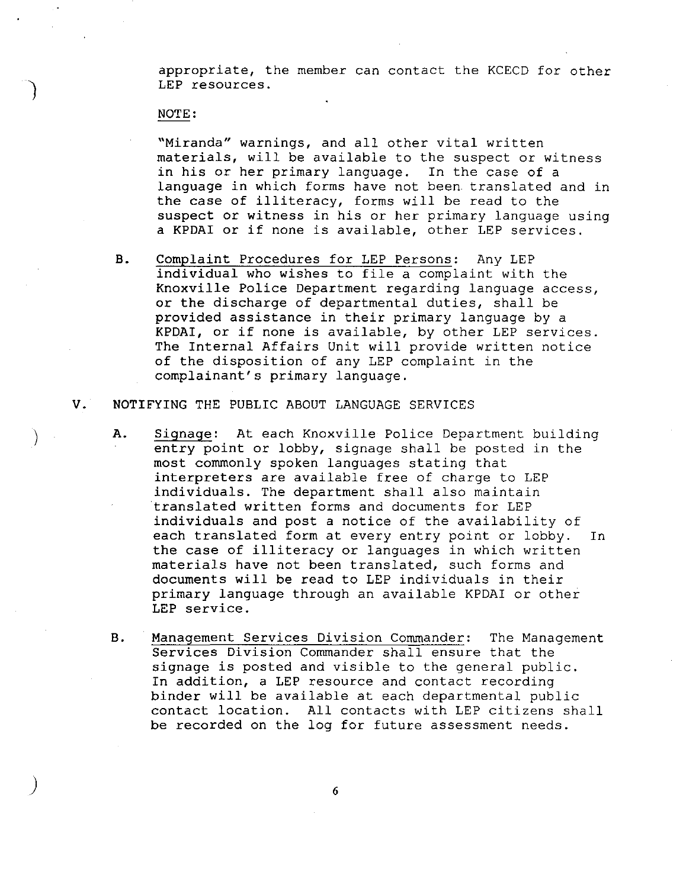appropriate, the member can contact the KCECD for other LEP resources.

NOTE:

"Miranda" warnings, and all other vital written materials, will be available to the suspect or witness in his or her primary language. In the case of a language in which forms have not been translated and in the case of illiteracy, forms will be read to the suspect or witness in his or her primary language using a KPDAI or if none is available, other LEP services.

B. Complaint Procedures for LEP Persons: Any LEP individual who wishes to file a complaint with the Knoxville Police Department regarding language access, or the discharge of departmental duties, shall be provided assistance in their primary language by a KPDAI, or if none is available, by other LEP services. The Internal Affairs Unit will provide written notice of the disposition of any LEP complaint in the complainant's primary language.

## V. NOTIFYING THE PUBLIC ABOUT LANGUAGE SERVICES

A. Signage: At each Knoxville Police Department building entry point or lobby, signage shall be posted in the most commonly spoken languages stating that interpreters are available free of charge to LEP individuals. The department shall also maintain translated written forms and documents for LEP individuals and post a notice of the availability of each translated form at every entry point or lobby. In the case of illiteracy or languages in which written materials have not been translated, such forms and documents will be read to LEP individuals in their primary language through an available KPDAI or other LEP service.

B. Management Services Division Commander: The Management Services Division Commander shall ensure that the signage is posted and visible to the general public. In addition, a LEP resource and contact recording binder will be available at each departmental public contact location. All contacts with LEP citizens shall be recorded on the log for future assessment needs.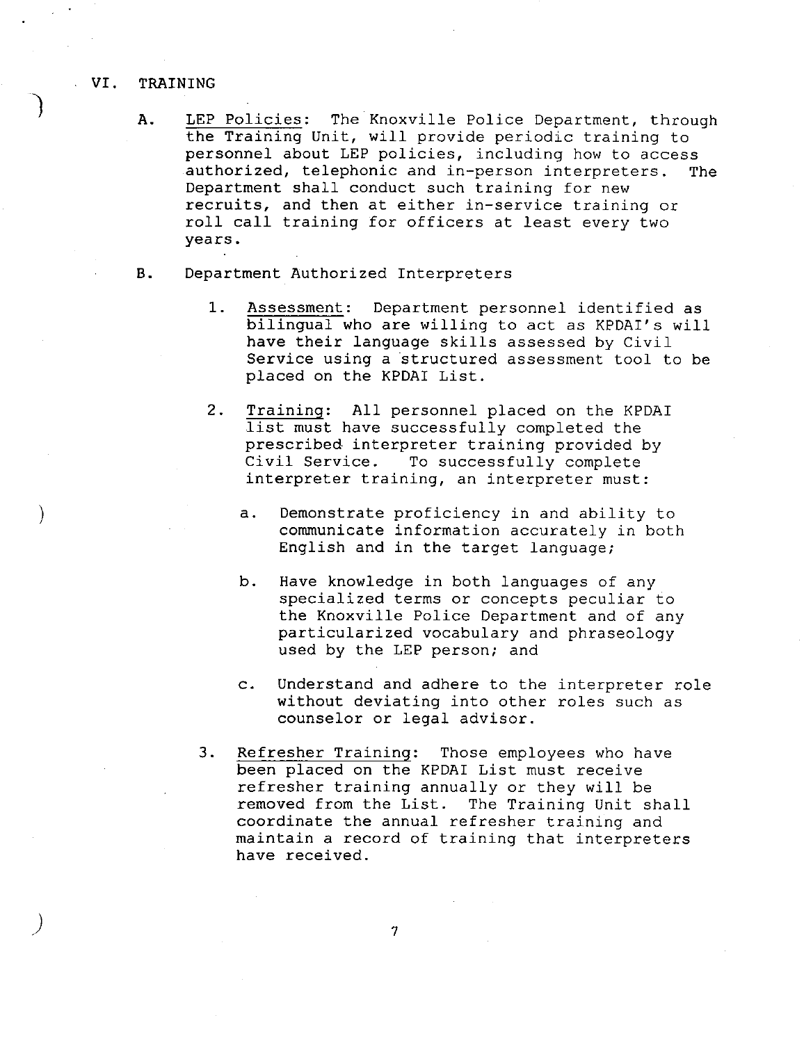## VI. TRAINING

A. <u>LEP Policies</u>: The Knoxville Police Department, through the Training Unit, will provide periodic training to personnel about LEP policies, including how to access authorized, telephonic and in-person interpreters. The Department shall conduct such training for new recruits, and then at either in-service training or roll call training for officers at least every two years.

B. Department Authorized Interpreters

1. <u>Assessment</u>: Department personnel identified as bilingual who are willing to act as KPDAI's will have their language skills assessed by Civil Service using a structured assessment tool to be placed on the KPDAI List.

2. <u>Training</u>: All personnel placed on the KPDAI list must have successfully completed the prescribed interpreter training provided by Civil Service. To successfully complete interpreter training, an interpreter must:

   a. Demonstrate proficiency in and ability to communicate information accurately in both English and in the target language;

   b. Have knowledge in both languages of any specialized terms or concepts peculiar to the Knoxville Police Department and of any particularized vocabulary and phraseology used by the LEP person; and

   c. Understand and adhere to the interpreter role without deviating into other roles such as counselor or legal advisor.

3. <u>Refresher Training</u>: Those employees who have been placed on the KPDAI List must receive refresher training annually or they will be removed from the List. The Training Unit shall coordinate the annual refresher training and maintain a record of training that interpreters have received.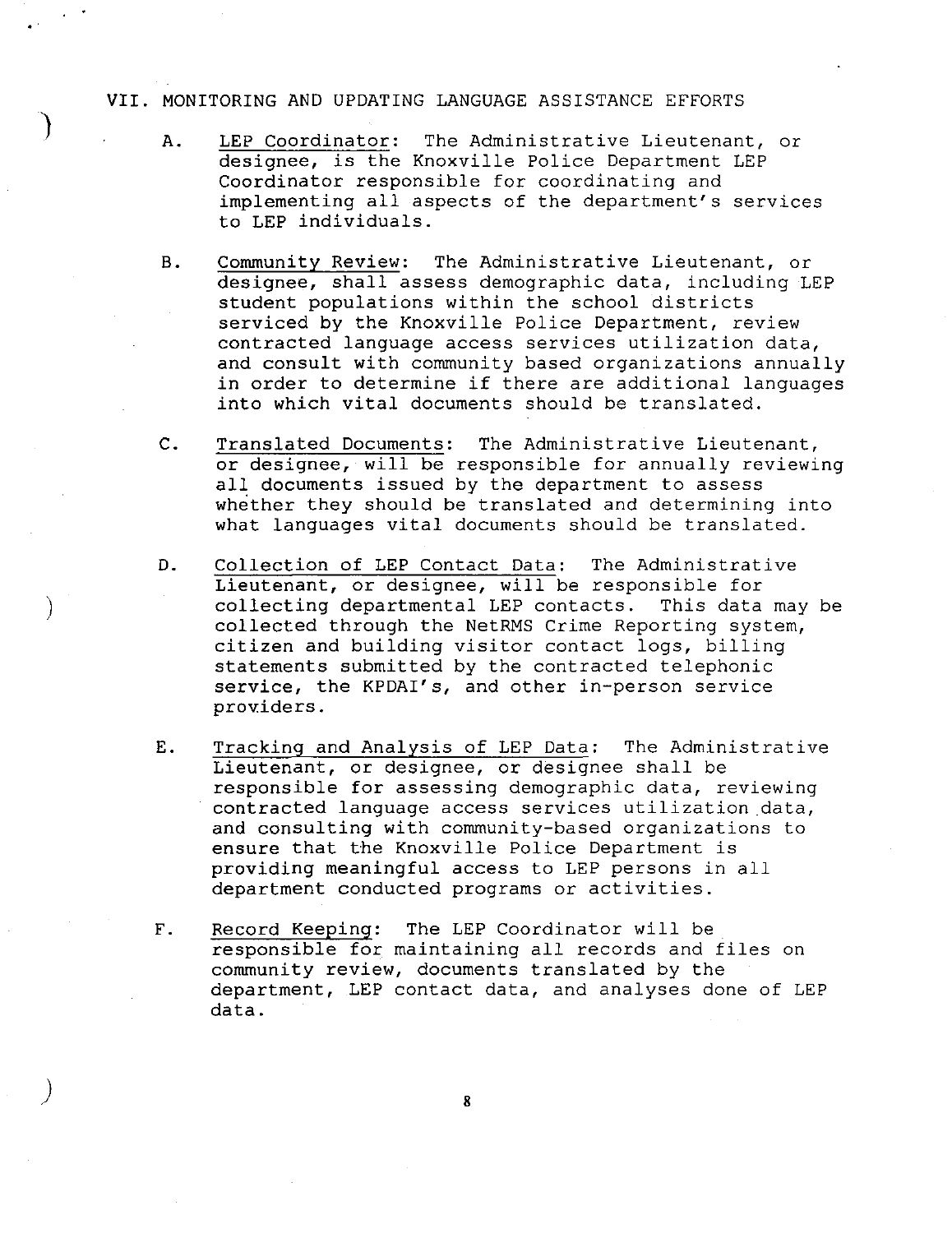## VII. MONITORING AND UPDATING LANGUAGE ASSISTANCE EFFORTS

A. <u>LEP Coordinator</u>: The Administrative Lieutenant, or designee, is the Knoxville Police Department LEP Coordinator responsible for coordinating and implementing all aspects of the department's services to LEP individuals.

B. <u>Community Review</u>: The Administrative Lieutenant, or designee, shall assess demographic data, including LEP student populations within the school districts serviced by the Knoxville Police Department, review contracted language access services utilization data, and consult with community based organizations annually in order to determine if there are additional languages into which vital documents should be translated.

C. <u>Translated Documents</u>: The Administrative Lieutenant, or designee, will be responsible for annually reviewing all documents issued by the department to assess whether they should be translated and determining into what languages vital documents should be translated.

D. <u>Collection of LEP Contact Data</u>: The Administrative Lieutenant, or designee, will be responsible for collecting departmental LEP contacts. This data may be collected through the NetRMS Crime Reporting system, citizen and building visitor contact logs, billing statements submitted by the contracted telephonic service, the KPDAI's, and other in-person service providers.

E. <u>Tracking and Analysis of LEP Data</u>: The Administrative Lieutenant, or designee, or designee shall be responsible for assessing demographic data, reviewing contracted language access services utilization data, and consulting with community-based organizations to ensure that the Knoxville Police Department is providing meaningful access to LEP persons in all department conducted programs or activities.

F. <u>Record Keeping</u>: The LEP Coordinator will be responsible for maintaining all records and files on community review, documents translated by the department, LEP contact data, and analyses done of LEP data.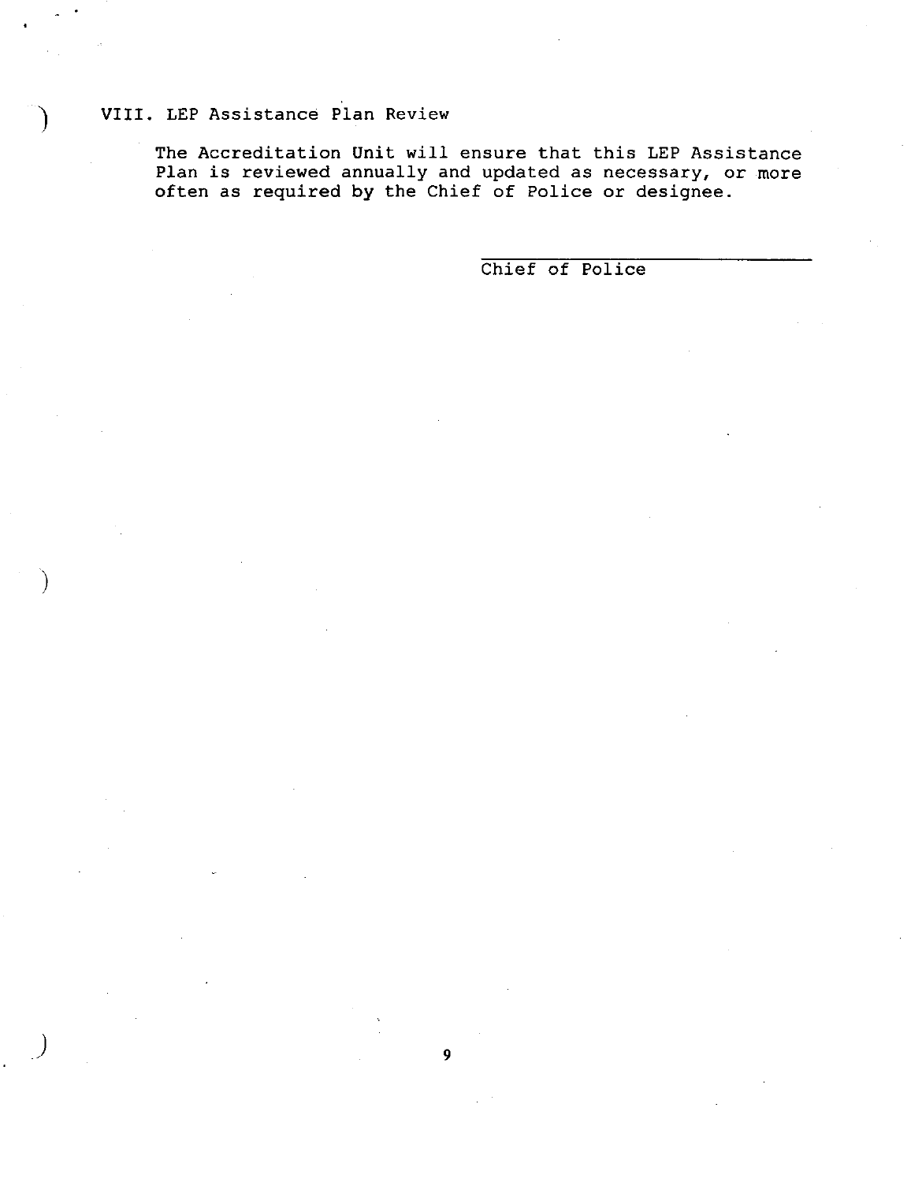## VIII. LEP Assistance Plan Review

The Accreditation Unit will ensure that this LEP Assistance Plan is reviewed annually and updated as necessary, or more often as required by the Chief of Police or designee.

\_\_\_\_\_\_\_\_\_\_\_\_\_\_\_\_\_\_\_\_\_\_\_\_\_\_\_\_\_\_
Chief of Police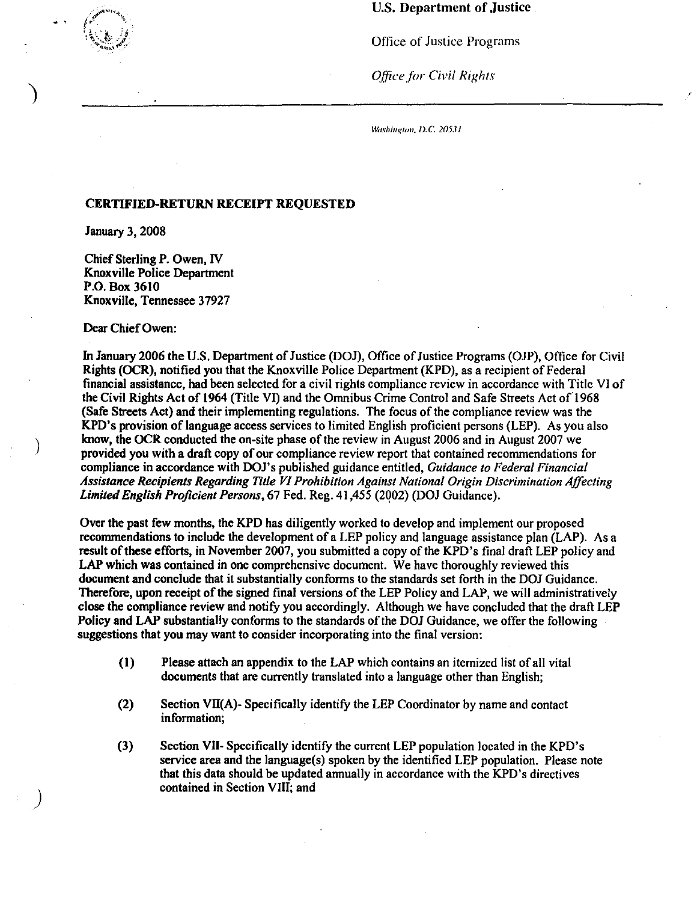**U.S. Department of Justice**

Office of Justice Programs

*Office for Civil Rights*

*Washington, D.C. 20531*

**CERTIFIED-RETURN RECEIPT REQUESTED**

January 3, 2008

Chief Sterling P. Owen, IV
Knoxville Police Department
P.O. Box 3610
Knoxville, Tennessee 37927

Dear Chief Owen:

In January 2006 the U.S. Department of Justice (DOJ), Office of Justice Programs (OJP), Office for Civil Rights (OCR), notified you that the Knoxville Police Department (KPD), as a recipient of Federal financial assistance, had been selected for a civil rights compliance review in accordance with Title VI of the Civil Rights Act of 1964 (Title VI) and the Omnibus Crime Control and Safe Streets Act of 1968 (Safe Streets Act) and their implementing regulations. The focus of the compliance review was the KPD's provision of language access services to limited English proficient persons (LEP). As you also know, the OCR conducted the on-site phase of the review in August 2006 and in August 2007 we provided you with a draft copy of our compliance review report that contained recommendations for compliance in accordance with DOJ's published guidance entitled, *Guidance to Federal Financial Assistance Recipients Regarding Title VI Prohibition Against National Origin Discrimination Affecting Limited English Proficient Persons*, 67 Fed. Reg. 41,455 (2002) (DOJ Guidance).

Over the past few months, the KPD has diligently worked to develop and implement our proposed recommendations to include the development of a LEP policy and language assistance plan (LAP). As a result of these efforts, in November 2007, you submitted a copy of the KPD's final draft LEP policy and LAP which was contained in one comprehensive document. We have thoroughly reviewed this document and conclude that it substantially conforms to the standards set forth in the DOJ Guidance. Therefore, upon receipt of the signed final versions of the LEP Policy and LAP, we will administratively close the compliance review and notify you accordingly. Although we have concluded that the draft LEP Policy and LAP substantially conforms to the standards of the DOJ Guidance, we offer the following suggestions that you may want to consider incorporating into the final version:

(1) Please attach an appendix to the LAP which contains an itemized list of all vital documents that are currently translated into a language other than English;

(2) Section VII(A)- Specifically identify the LEP Coordinator by name and contact information;

(3) Section VII- Specifically identify the current LEP population located in the KPD's service area and the language(s) spoken by the identified LEP population. Please note that this data should be updated annually in accordance with the KPD's directives contained in Section VIII; and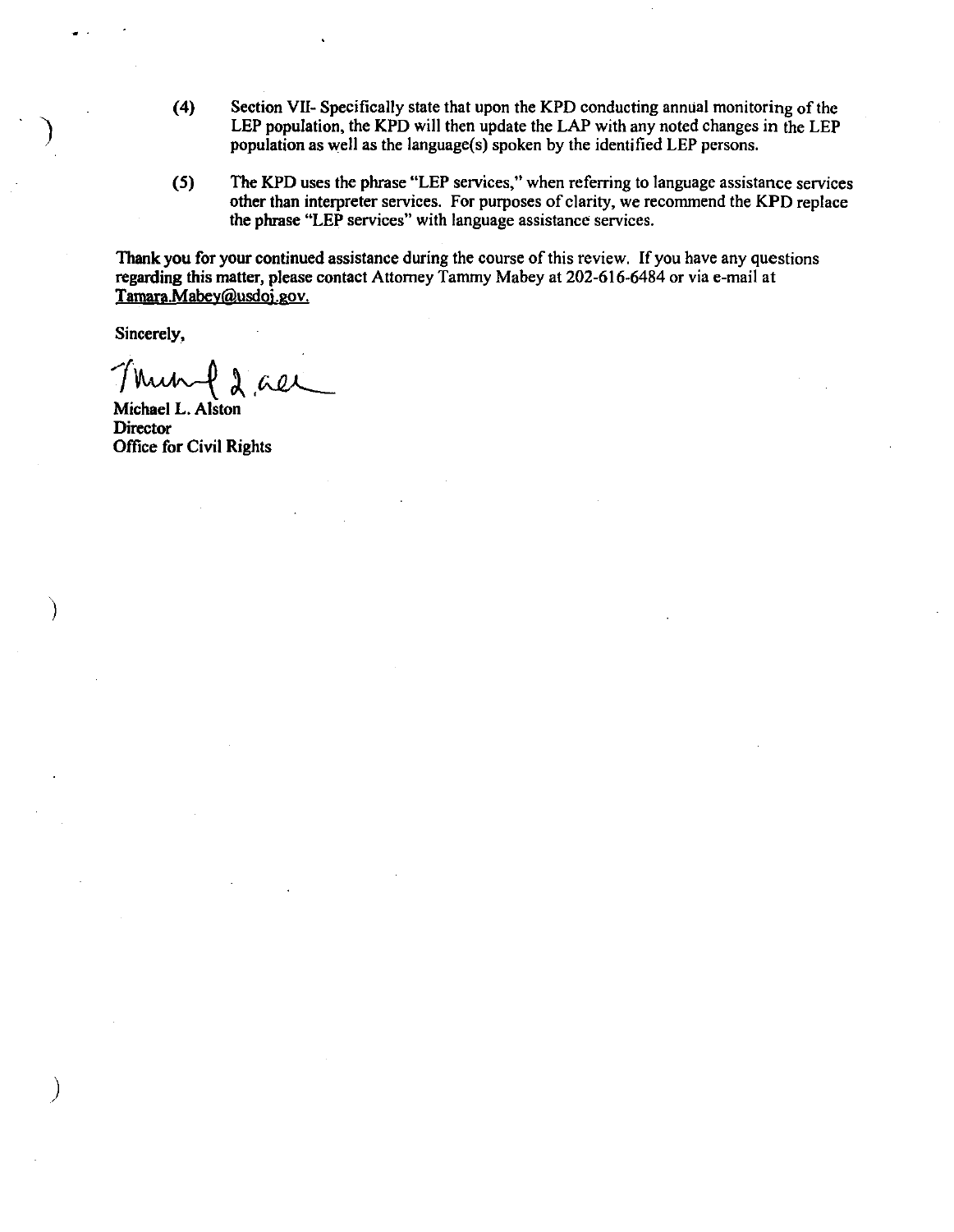(4) Section VII- Specifically state that upon the KPD conducting annual monitoring of the LEP population, the KPD will then update the LAP with any noted changes in the LEP population as well as the language(s) spoken by the identified LEP persons.

(5) The KPD uses the phrase "LEP services," when referring to language assistance services other than interpreter services. For purposes of clarity, we recommend the KPD replace the phrase "LEP services" with language assistance services.

Thank you for your continued assistance during the course of this review. If you have any questions regarding this matter, please contact Attorney Tammy Mabey at 202-616-6484 or via e-mail at Tamara.Mabey@usdoj.gov.

Sincerely,

Michael L. Alston
Director
Office for Civil Rights